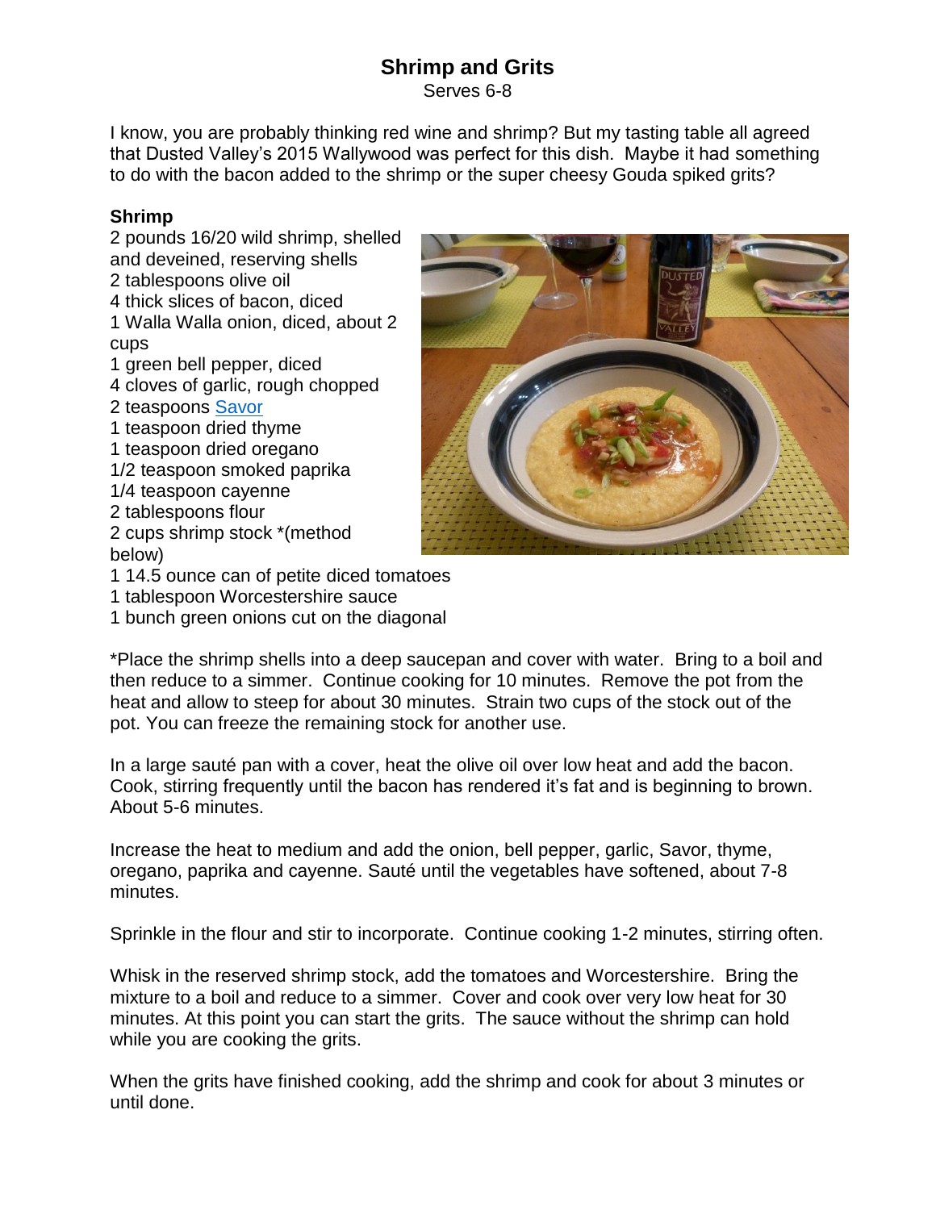# Shrimp and Grits

Serves 6-8

I know, you are probably thinking red wine and shrimp? But my tasting table all agreed that Dusted Valley's 2015 Wallywood was perfect for this dish. Maybe it had something to do with the bacon added to the shrimp or the super cheesy Gouda spiked grits?

**Shrimp**

2 pounds 16/20 wild shrimp, shelled and deveined, reserving shells
2 tablespoons olive oil
4 thick slices of bacon, diced
1 Walla Walla onion, diced, about 2 cups
1 green bell pepper, diced
4 cloves of garlic, rough chopped
2 teaspoons Savor
1 teaspoon dried thyme
1 teaspoon dried oregano
1/2 teaspoon smoked paprika
1/4 teaspoon cayenne
2 tablespoons flour
2 cups shrimp stock *(method below)
1 14.5 ounce can of petite diced tomatoes
1 tablespoon Worcestershire sauce
1 bunch green onions cut on the diagonal

*Place the shrimp shells into a deep saucepan and cover with water. Bring to a boil and then reduce to a simmer. Continue cooking for 10 minutes. Remove the pot from the heat and allow to steep for about 30 minutes. Strain two cups of the stock out of the pot. You can freeze the remaining stock for another use.

In a large sauté pan with a cover, heat the olive oil over low heat and add the bacon. Cook, stirring frequently until the bacon has rendered it's fat and is beginning to brown. About 5-6 minutes.

Increase the heat to medium and add the onion, bell pepper, garlic, Savor, thyme, oregano, paprika and cayenne. Sauté until the vegetables have softened, about 7-8 minutes.

Sprinkle in the flour and stir to incorporate. Continue cooking 1-2 minutes, stirring often.

Whisk in the reserved shrimp stock, add the tomatoes and Worcestershire. Bring the mixture to a boil and reduce to a simmer. Cover and cook over very low heat for 30 minutes. At this point you can start the grits. The sauce without the shrimp can hold while you are cooking the grits.

When the grits have finished cooking, add the shrimp and cook for about 3 minutes or until done.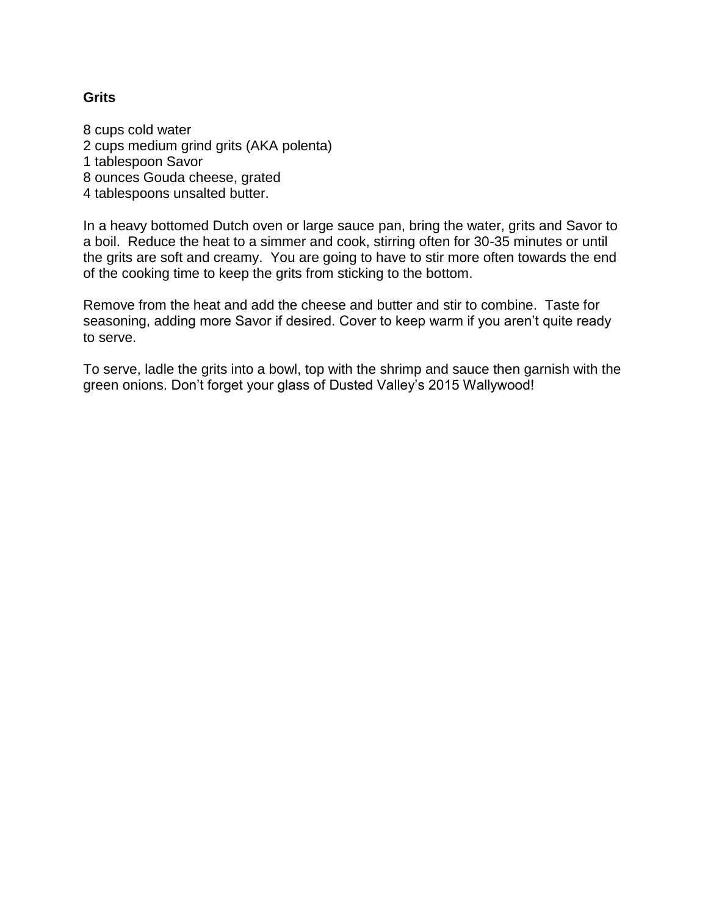**Grits**

8 cups cold water
2 cups medium grind grits (AKA polenta)
1 tablespoon Savor
8 ounces Gouda cheese, grated
4 tablespoons unsalted butter.

In a heavy bottomed Dutch oven or large sauce pan, bring the water, grits and Savor to a boil. Reduce the heat to a simmer and cook, stirring often for 30-35 minutes or until the grits are soft and creamy. You are going to have to stir more often towards the end of the cooking time to keep the grits from sticking to the bottom.

Remove from the heat and add the cheese and butter and stir to combine. Taste for seasoning, adding more Savor if desired. Cover to keep warm if you aren't quite ready to serve.

To serve, ladle the grits into a bowl, top with the shrimp and sauce then garnish with the green onions. Don't forget your glass of Dusted Valley's 2015 Wallywood!